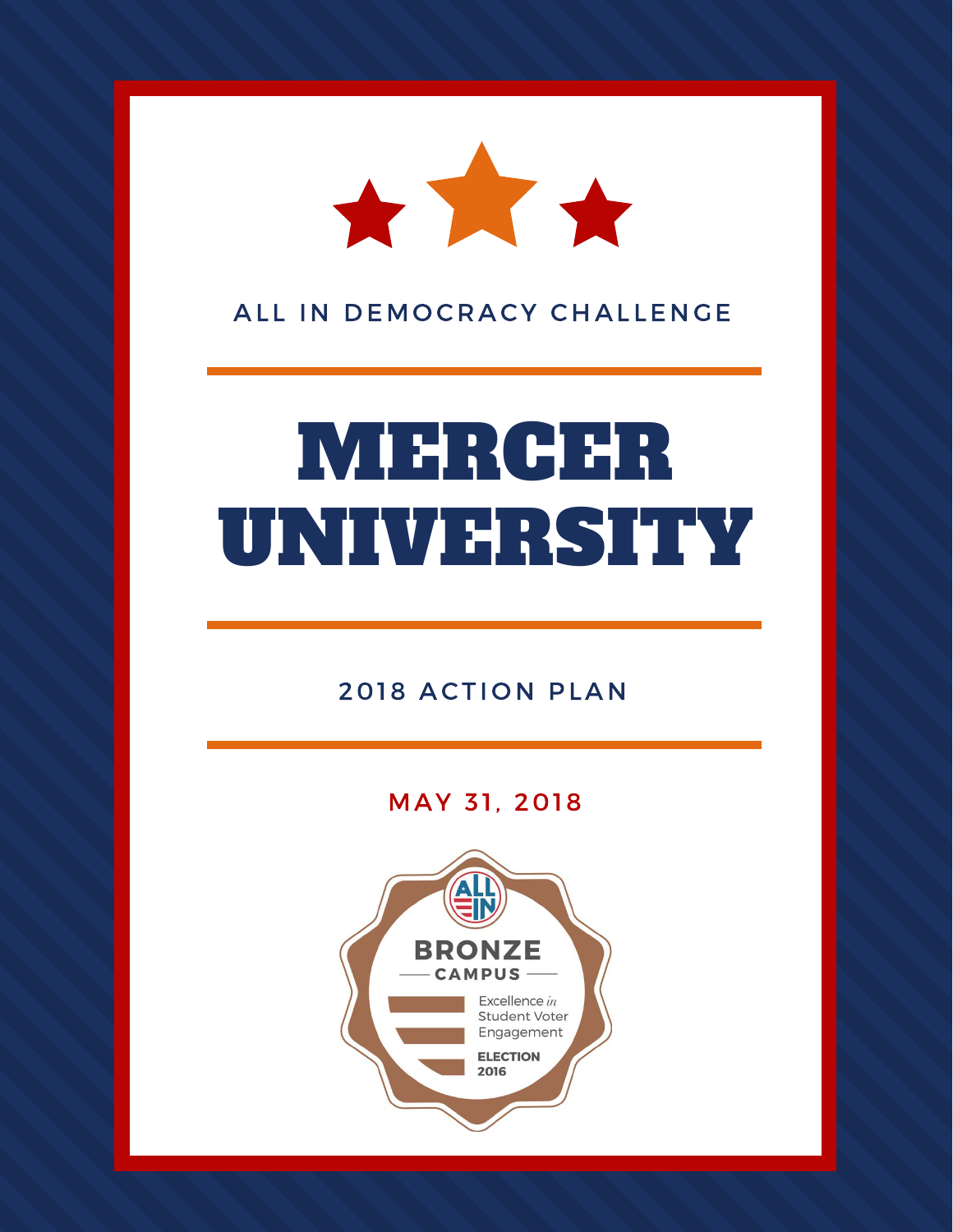ALL IN DEMOCRACY CHALLENGE

# MERCER UNIVERSITY

## 2018 ACTION PLAN

MAY 31, 2018

ALL IN

BRONZE CAMPUS

Excellence *in* Student Voter Engagement

ELECTION 2016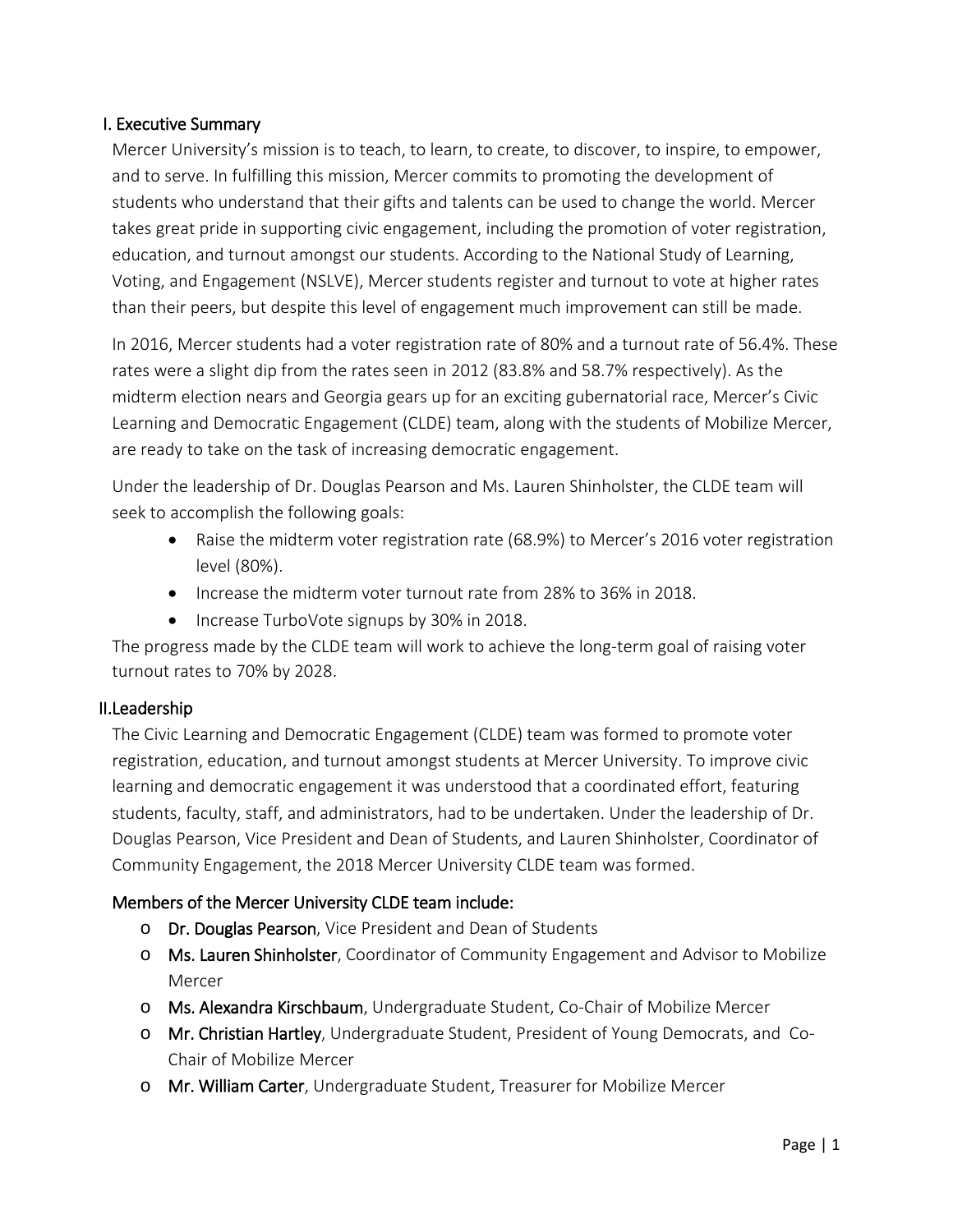## I. Executive Summary

Mercer University's mission is to teach, to learn, to create, to discover, to inspire, to empower, and to serve. In fulfilling this mission, Mercer commits to promoting the development of students who understand that their gifts and talents can be used to change the world. Mercer takes great pride in supporting civic engagement, including the promotion of voter registration, education, and turnout amongst our students. According to the National Study of Learning, Voting, and Engagement (NSLVE), Mercer students register and turnout to vote at higher rates than their peers, but despite this level of engagement much improvement can still be made.

In 2016, Mercer students had a voter registration rate of 80% and a turnout rate of 56.4%. These rates were a slight dip from the rates seen in 2012 (83.8% and 58.7% respectively). As the midterm election nears and Georgia gears up for an exciting gubernatorial race, Mercer's Civic Learning and Democratic Engagement (CLDE) team, along with the students of Mobilize Mercer, are ready to take on the task of increasing democratic engagement.

Under the leadership of Dr. Douglas Pearson and Ms. Lauren Shinholster, the CLDE team will seek to accomplish the following goals:

- Raise the midterm voter registration rate (68.9%) to Mercer's 2016 voter registration level (80%).
- Increase the midterm voter turnout rate from 28% to 36% in 2018.
- Increase TurboVote signups by 30% in 2018.

The progress made by the CLDE team will work to achieve the long-term goal of raising voter turnout rates to 70% by 2028.

## II. Leadership

The Civic Learning and Democratic Engagement (CLDE) team was formed to promote voter registration, education, and turnout amongst students at Mercer University. To improve civic learning and democratic engagement it was understood that a coordinated effort, featuring students, faculty, staff, and administrators, had to be undertaken. Under the leadership of Dr. Douglas Pearson, Vice President and Dean of Students, and Lauren Shinholster, Coordinator of Community Engagement, the 2018 Mercer University CLDE team was formed.

### Members of the Mercer University CLDE team include:

- **Dr. Douglas Pearson**, Vice President and Dean of Students
- **Ms. Lauren Shinholster**, Coordinator of Community Engagement and Advisor to Mobilize Mercer
- **Ms. Alexandra Kirschbaum**, Undergraduate Student, Co-Chair of Mobilize Mercer
- **Mr. Christian Hartley**, Undergraduate Student, President of Young Democrats, and Co-Chair of Mobilize Mercer
- **Mr. William Carter**, Undergraduate Student, Treasurer for Mobilize Mercer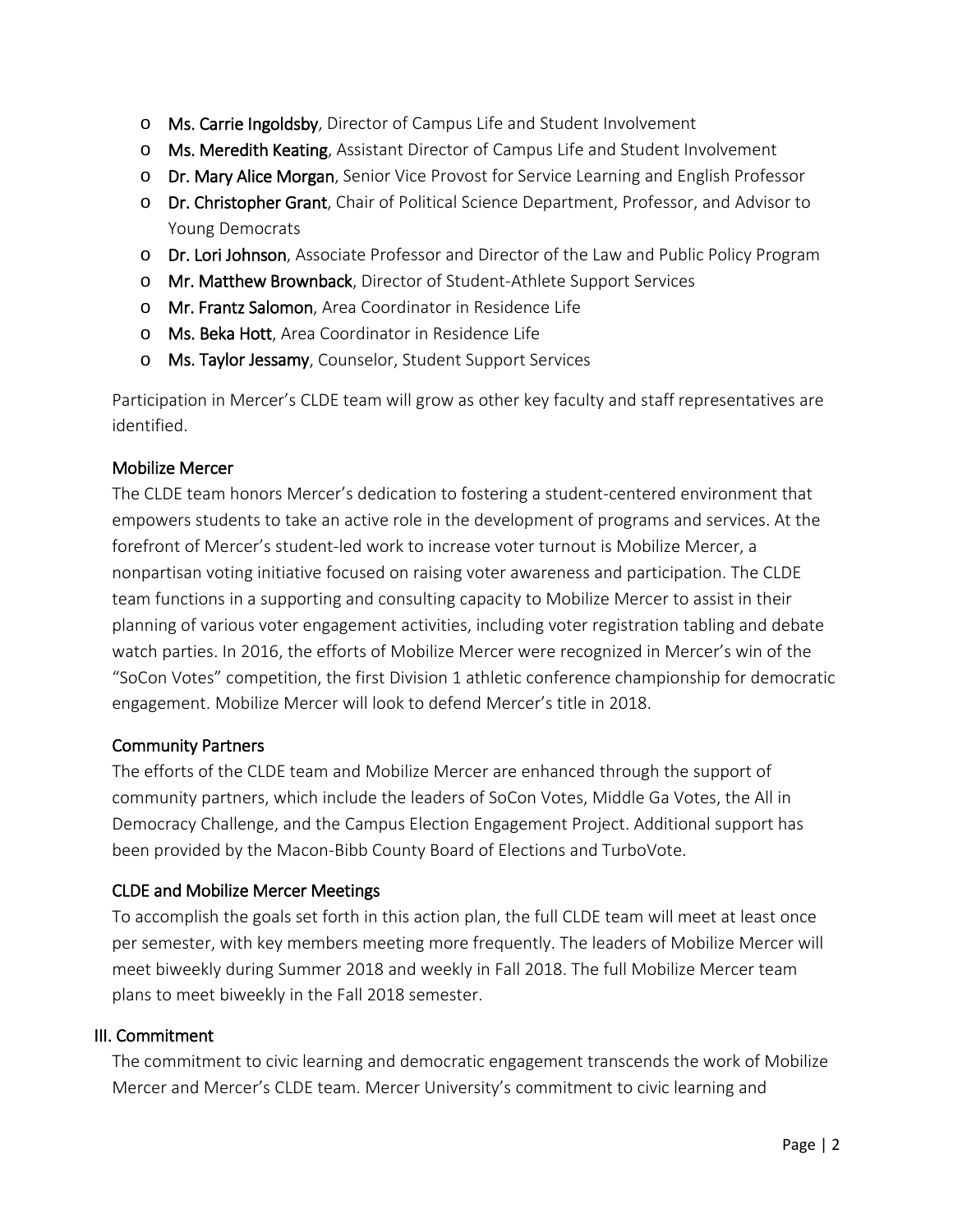- **Ms. Carrie Ingoldsby**, Director of Campus Life and Student Involvement
- **Ms. Meredith Keating**, Assistant Director of Campus Life and Student Involvement
- **Dr. Mary Alice Morgan**, Senior Vice Provost for Service Learning and English Professor
- **Dr. Christopher Grant**, Chair of Political Science Department, Professor, and Advisor to Young Democrats
- **Dr. Lori Johnson**, Associate Professor and Director of the Law and Public Policy Program
- **Mr. Matthew Brownback**, Director of Student-Athlete Support Services
- **Mr. Frantz Salomon**, Area Coordinator in Residence Life
- **Ms. Beka Hott**, Area Coordinator in Residence Life
- **Ms. Taylor Jessamy**, Counselor, Student Support Services

Participation in Mercer's CLDE team will grow as other key faculty and staff representatives are identified.

### Mobilize Mercer

The CLDE team honors Mercer's dedication to fostering a student-centered environment that empowers students to take an active role in the development of programs and services. At the forefront of Mercer's student-led work to increase voter turnout is Mobilize Mercer, a nonpartisan voting initiative focused on raising voter awareness and participation. The CLDE team functions in a supporting and consulting capacity to Mobilize Mercer to assist in their planning of various voter engagement activities, including voter registration tabling and debate watch parties. In 2016, the efforts of Mobilize Mercer were recognized in Mercer's win of the "SoCon Votes" competition, the first Division 1 athletic conference championship for democratic engagement. Mobilize Mercer will look to defend Mercer's title in 2018.

### Community Partners

The efforts of the CLDE team and Mobilize Mercer are enhanced through the support of community partners, which include the leaders of SoCon Votes, Middle Ga Votes, the All in Democracy Challenge, and the Campus Election Engagement Project. Additional support has been provided by the Macon-Bibb County Board of Elections and TurboVote.

### CLDE and Mobilize Mercer Meetings

To accomplish the goals set forth in this action plan, the full CLDE team will meet at least once per semester, with key members meeting more frequently. The leaders of Mobilize Mercer will meet biweekly during Summer 2018 and weekly in Fall 2018. The full Mobilize Mercer team plans to meet biweekly in the Fall 2018 semester.

## III. Commitment

The commitment to civic learning and democratic engagement transcends the work of Mobilize Mercer and Mercer's CLDE team. Mercer University's commitment to civic learning and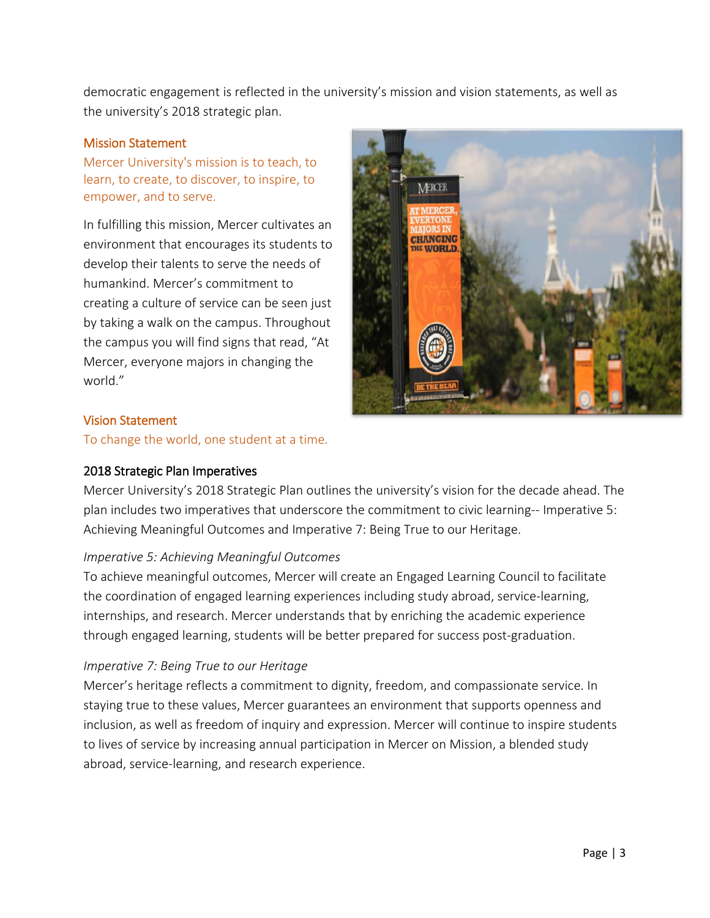democratic engagement is reflected in the university's mission and vision statements, as well as the university's 2018 strategic plan.

### Mission Statement

Mercer University's mission is to teach, to learn, to create, to discover, to inspire, to empower, and to serve.

In fulfilling this mission, Mercer cultivates an environment that encourages its students to develop their talents to serve the needs of humankind. Mercer's commitment to creating a culture of service can be seen just by taking a walk on the campus. Throughout the campus you will find signs that read, "At Mercer, everyone majors in changing the world."

### Vision Statement

To change the world, one student at a time.

### 2018 Strategic Plan Imperatives

Mercer University's 2018 Strategic Plan outlines the university's vision for the decade ahead. The plan includes two imperatives that underscore the commitment to civic learning-- Imperative 5: Achieving Meaningful Outcomes and Imperative 7: Being True to our Heritage.

*Imperative 5: Achieving Meaningful Outcomes*

To achieve meaningful outcomes, Mercer will create an Engaged Learning Council to facilitate the coordination of engaged learning experiences including study abroad, service-learning, internships, and research. Mercer understands that by enriching the academic experience through engaged learning, students will be better prepared for success post-graduation.

*Imperative 7: Being True to our Heritage*

Mercer's heritage reflects a commitment to dignity, freedom, and compassionate service. In staying true to these values, Mercer guarantees an environment that supports openness and inclusion, as well as freedom of inquiry and expression. Mercer will continue to inspire students to lives of service by increasing annual participation in Mercer on Mission, a blended study abroad, service-learning, and research experience.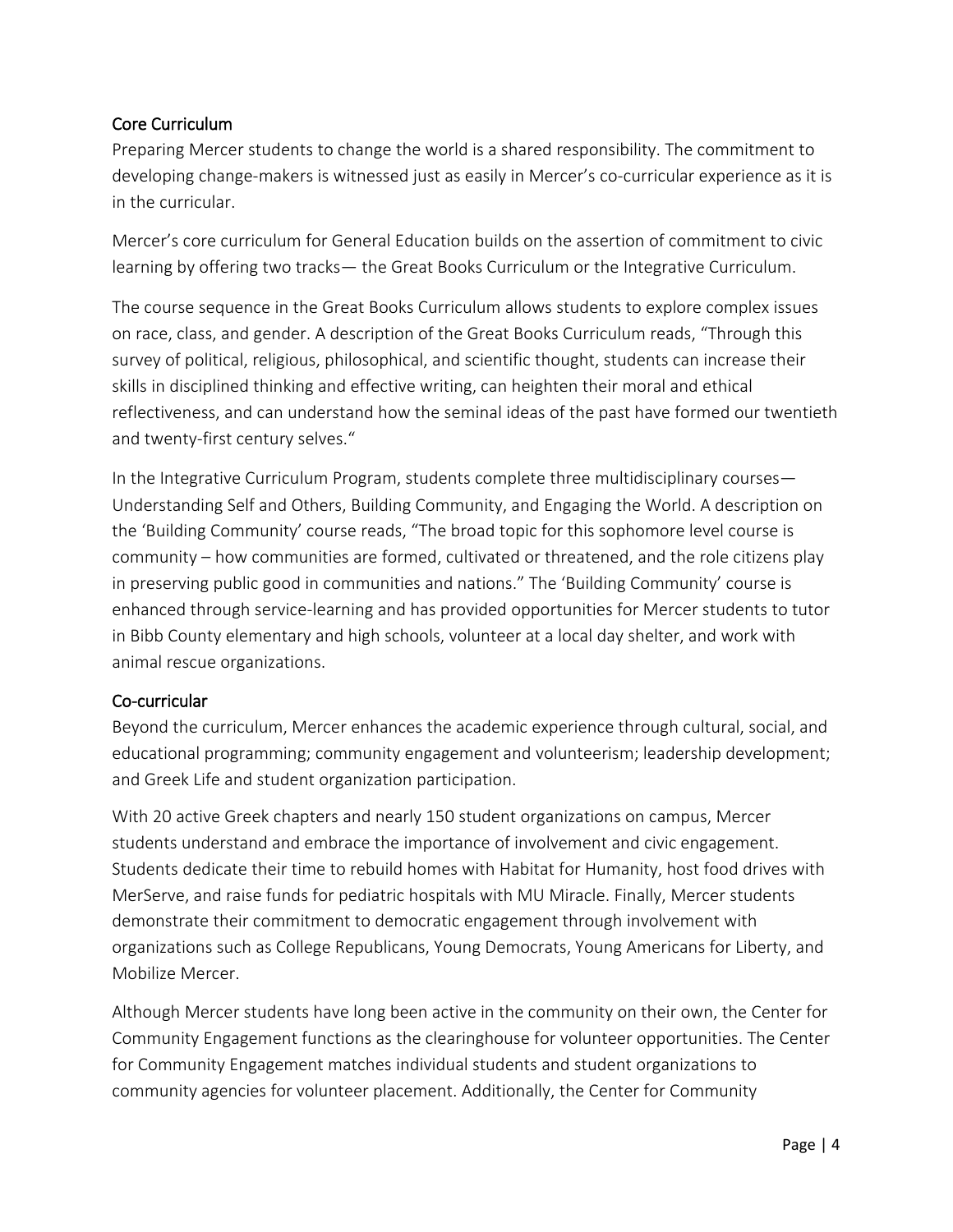## Core Curriculum

Preparing Mercer students to change the world is a shared responsibility. The commitment to developing change-makers is witnessed just as easily in Mercer's co-curricular experience as it is in the curricular.

Mercer's core curriculum for General Education builds on the assertion of commitment to civic learning by offering two tracks— the Great Books Curriculum or the Integrative Curriculum.

The course sequence in the Great Books Curriculum allows students to explore complex issues on race, class, and gender. A description of the Great Books Curriculum reads, "Through this survey of political, religious, philosophical, and scientific thought, students can increase their skills in disciplined thinking and effective writing, can heighten their moral and ethical reflectiveness, and can understand how the seminal ideas of the past have formed our twentieth and twenty-first century selves."

In the Integrative Curriculum Program, students complete three multidisciplinary courses— Understanding Self and Others, Building Community, and Engaging the World. A description on the 'Building Community' course reads, "The broad topic for this sophomore level course is community – how communities are formed, cultivated or threatened, and the role citizens play in preserving public good in communities and nations." The 'Building Community' course is enhanced through service-learning and has provided opportunities for Mercer students to tutor in Bibb County elementary and high schools, volunteer at a local day shelter, and work with animal rescue organizations.

## Co-curricular

Beyond the curriculum, Mercer enhances the academic experience through cultural, social, and educational programming; community engagement and volunteerism; leadership development; and Greek Life and student organization participation.

With 20 active Greek chapters and nearly 150 student organizations on campus, Mercer students understand and embrace the importance of involvement and civic engagement. Students dedicate their time to rebuild homes with Habitat for Humanity, host food drives with MerServe, and raise funds for pediatric hospitals with MU Miracle. Finally, Mercer students demonstrate their commitment to democratic engagement through involvement with organizations such as College Republicans, Young Democrats, Young Americans for Liberty, and Mobilize Mercer.

Although Mercer students have long been active in the community on their own, the Center for Community Engagement functions as the clearinghouse for volunteer opportunities. The Center for Community Engagement matches individual students and student organizations to community agencies for volunteer placement. Additionally, the Center for Community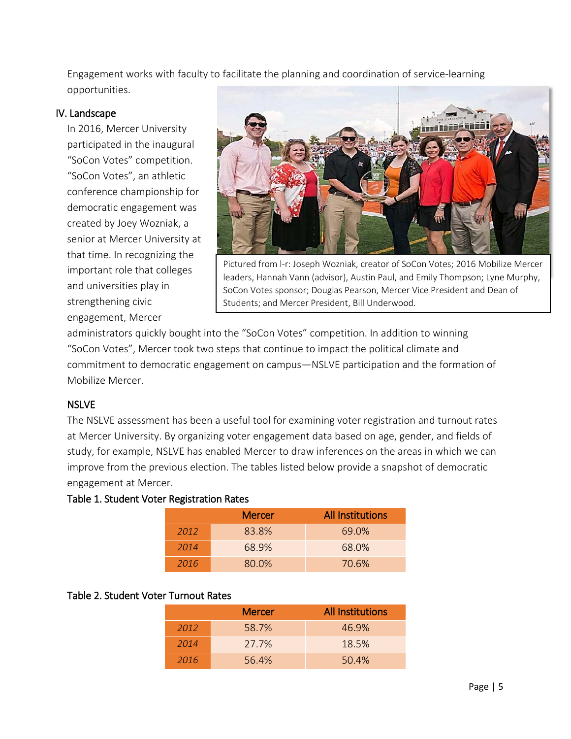Engagement works with faculty to facilitate the planning and coordination of service-learning opportunities.

## IV. Landscape

In 2016, Mercer University participated in the inaugural "SoCon Votes" competition. "SoCon Votes", an athletic conference championship for democratic engagement was created by Joey Wozniak, a senior at Mercer University at that time. In recognizing the important role that colleges and universities play in strengthening civic engagement, Mercer administrators quickly bought into the "SoCon Votes" competition. In addition to winning "SoCon Votes", Mercer took two steps that continue to impact the political climate and commitment to democratic engagement on campus—NSLVE participation and the formation of Mobilize Mercer.

Pictured from l-r: Joseph Wozniak, creator of SoCon Votes; 2016 Mobilize Mercer leaders, Hannah Vann (advisor), Austin Paul, and Emily Thompson; Lyne Murphy, SoCon Votes sponsor; Douglas Pearson, Mercer Vice President and Dean of Students; and Mercer President, Bill Underwood.

### NSLVE

The NSLVE assessment has been a useful tool for examining voter registration and turnout rates at Mercer University. By organizing voter engagement data based on age, gender, and fields of study, for example, NSLVE has enabled Mercer to draw inferences on the areas in which we can improve from the previous election. The tables listed below provide a snapshot of democratic engagement at Mercer.

**Table 1. Student Voter Registration Rates**

| | Mercer | All Institutions |
|---|---|---|
| *2012* | 83.8% | 69.0% |
| *2014* | 68.9% | 68.0% |
| *2016* | 80.0% | 70.6% |

**Table 2. Student Voter Turnout Rates**

| | Mercer | All Institutions |
|---|---|---|
| *2012* | 58.7% | 46.9% |
| *2014* | 27.7% | 18.5% |
| *2016* | 56.4% | 50.4% |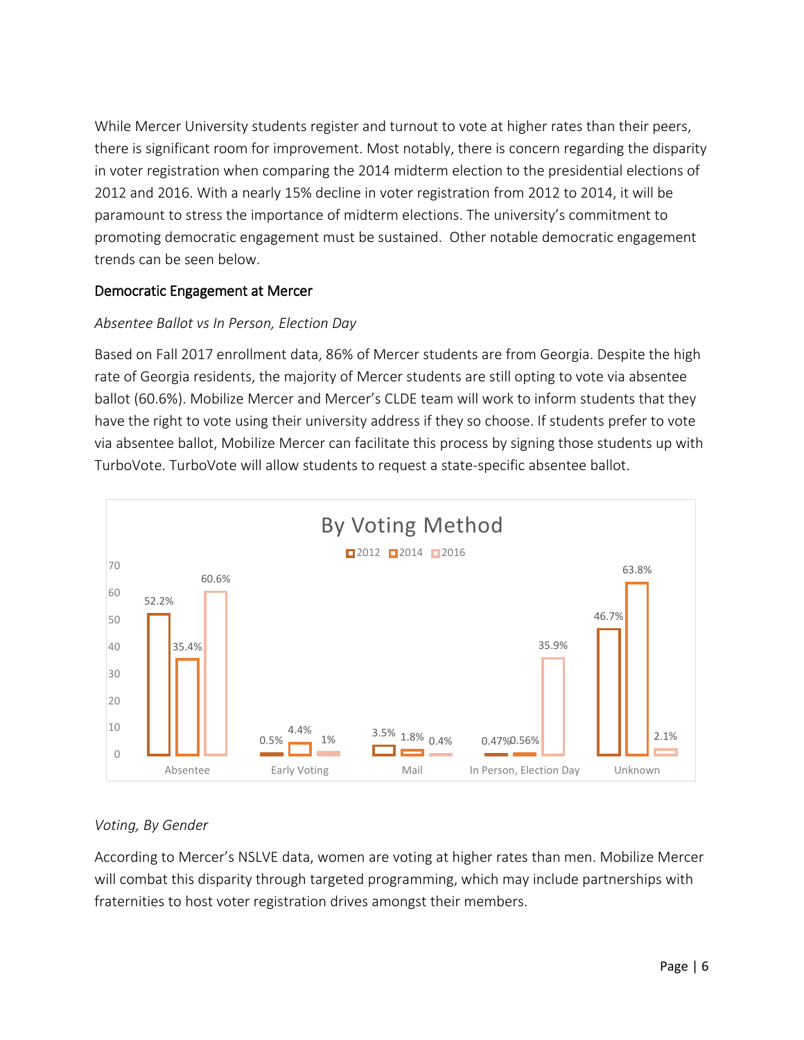While Mercer University students register and turnout to vote at higher rates than their peers, there is significant room for improvement. Most notably, there is concern regarding the disparity in voter registration when comparing the 2014 midterm election to the presidential elections of 2012 and 2016. With a nearly 15% decline in voter registration from 2012 to 2014, it will be paramount to stress the importance of midterm elections. The university's commitment to promoting democratic engagement must be sustained. Other notable democratic engagement trends can be seen below.

## Democratic Engagement at Mercer

### *Absentee Ballot vs In Person, Election Day*

Based on Fall 2017 enrollment data, 86% of Mercer students are from Georgia. Despite the high rate of Georgia residents, the majority of Mercer students are still opting to vote via absentee ballot (60.6%). Mobilize Mercer and Mercer's CLDE team will work to inform students that they have the right to vote using their university address if they so choose. If students prefer to vote via absentee ballot, Mobilize Mercer can facilitate this process by signing those students up with TurboVote. TurboVote will allow students to request a state-specific absentee ballot.

**By Voting Method**

| | 2012 | 2014 | 2016 |
|---|---|---|---|
| Absentee | 52.2% | 35.4% | 60.6% |
| Early Voting | 0.5% | 4.4% | 1% |
| Mail | 3.5% | 1.8% | 0.4% |
| In Person, Election Day | 0.47% | 0.56% | 35.9% |
| Unknown | 46.7% | 63.8% | 2.1% |

### *Voting, By Gender*

According to Mercer's NSLVE data, women are voting at higher rates than men. Mobilize Mercer will combat this disparity through targeted programming, which may include partnerships with fraternities to host voter registration drives amongst their members.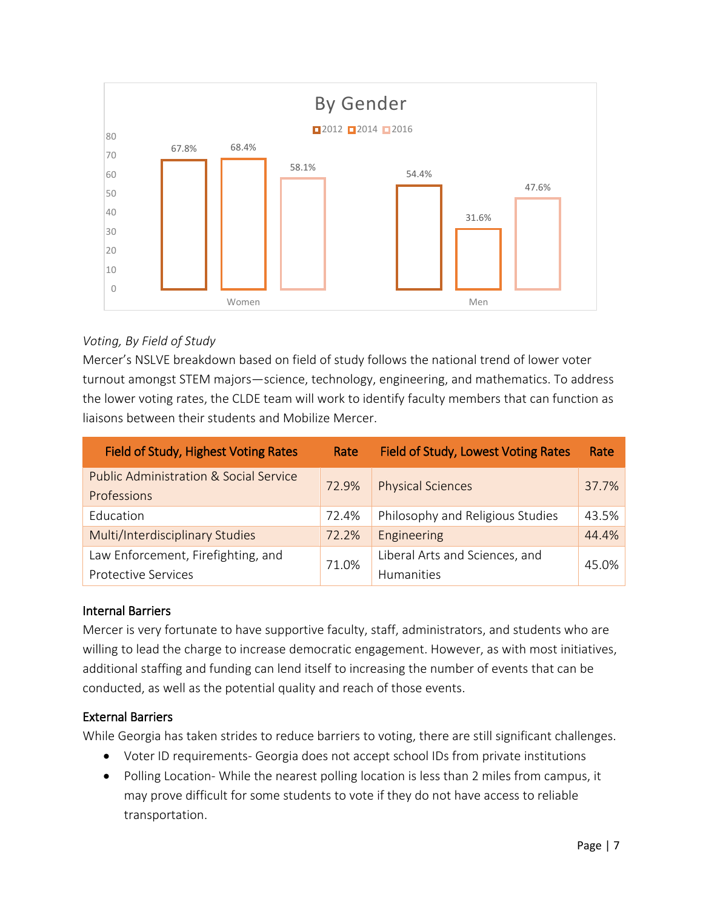By Gender

| | 2012 | 2014 | 2016 |
|---|---|---|---|
| Women | 67.8% | 68.4% | 58.1% |
| Men | 54.4% | 31.6% | 47.6% |

*Voting, By Field of Study*

Mercer's NSLVE breakdown based on field of study follows the national trend of lower voter turnout amongst STEM majors—science, technology, engineering, and mathematics. To address the lower voting rates, the CLDE team will work to identify faculty members that can function as liaisons between their students and Mobilize Mercer.

| Field of Study, Highest Voting Rates | Rate | Field of Study, Lowest Voting Rates | Rate |
|---|---|---|---|
| Public Administration & Social Service Professions | 72.9% | Physical Sciences | 37.7% |
| Education | 72.4% | Philosophy and Religious Studies | 43.5% |
| Multi/Interdisciplinary Studies | 72.2% | Engineering | 44.4% |
| Law Enforcement, Firefighting, and Protective Services | 71.0% | Liberal Arts and Sciences, and Humanities | 45.0% |

### Internal Barriers

Mercer is very fortunate to have supportive faculty, staff, administrators, and students who are willing to lead the charge to increase democratic engagement. However, as with most initiatives, additional staffing and funding can lend itself to increasing the number of events that can be conducted, as well as the potential quality and reach of those events.

### External Barriers

While Georgia has taken strides to reduce barriers to voting, there are still significant challenges.

- Voter ID requirements- Georgia does not accept school IDs from private institutions
- Polling Location- While the nearest polling location is less than 2 miles from campus, it may prove difficult for some students to vote if they do not have access to reliable transportation.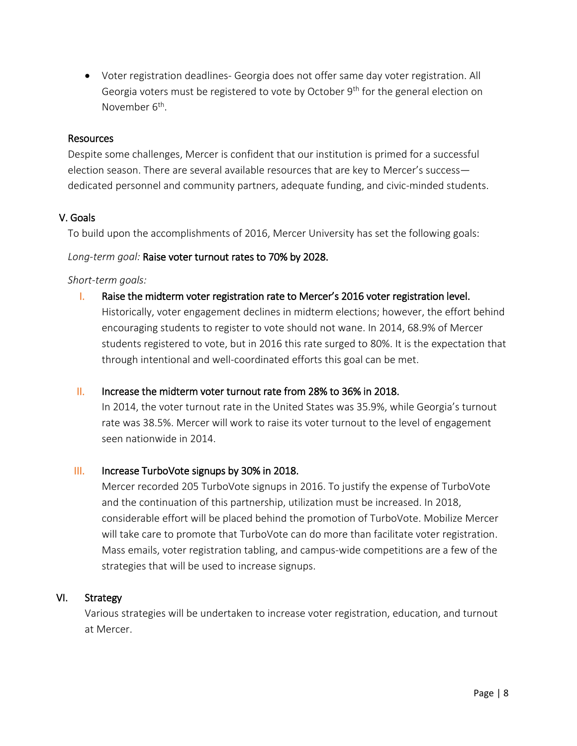- Voter registration deadlines- Georgia does not offer same day voter registration. All Georgia voters must be registered to vote by October 9th for the general election on November 6th.

### Resources

Despite some challenges, Mercer is confident that our institution is primed for a successful election season. There are several available resources that are key to Mercer's success—dedicated personnel and community partners, adequate funding, and civic-minded students.

## V. Goals

To build upon the accomplishments of 2016, Mercer University has set the following goals:

*Long-term goal:* Raise voter turnout rates to 70% by 2028.

*Short-term goals:*

I. Raise the midterm voter registration rate to Mercer's 2016 voter registration level.
Historically, voter engagement declines in midterm elections; however, the effort behind encouraging students to register to vote should not wane. In 2014, 68.9% of Mercer students registered to vote, but in 2016 this rate surged to 80%. It is the expectation that through intentional and well-coordinated efforts this goal can be met.

II. Increase the midterm voter turnout rate from 28% to 36% in 2018.
In 2014, the voter turnout rate in the United States was 35.9%, while Georgia's turnout rate was 38.5%. Mercer will work to raise its voter turnout to the level of engagement seen nationwide in 2014.

III. Increase TurboVote signups by 30% in 2018.
Mercer recorded 205 TurboVote signups in 2016. To justify the expense of TurboVote and the continuation of this partnership, utilization must be increased. In 2018, considerable effort will be placed behind the promotion of TurboVote. Mobilize Mercer will take care to promote that TurboVote can do more than facilitate voter registration. Mass emails, voter registration tabling, and campus-wide competitions are a few of the strategies that will be used to increase signups.

## VI. Strategy

Various strategies will be undertaken to increase voter registration, education, and turnout at Mercer.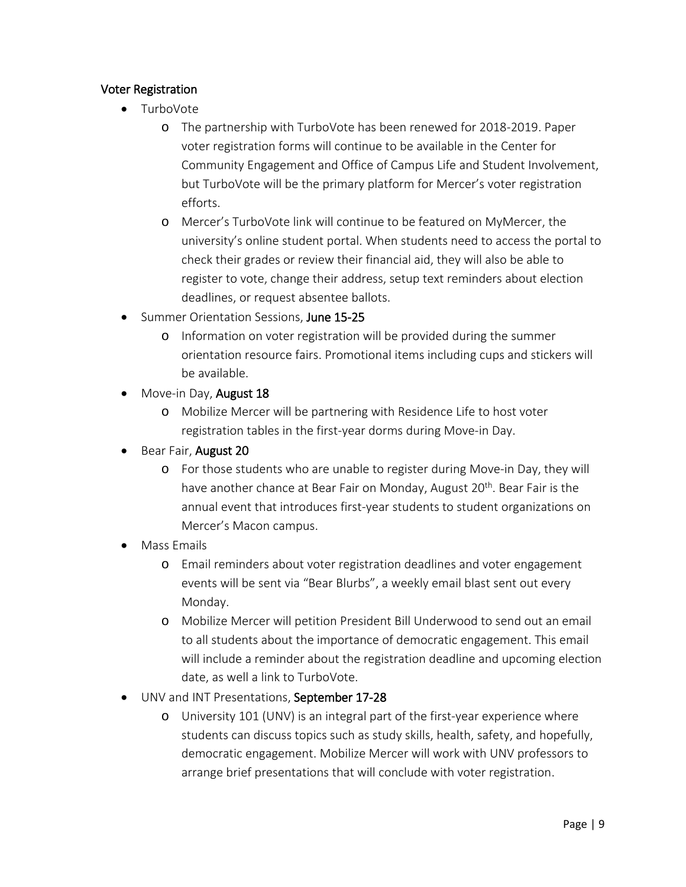## Voter Registration

- TurboVote
  - The partnership with TurboVote has been renewed for 2018-2019. Paper voter registration forms will continue to be available in the Center for Community Engagement and Office of Campus Life and Student Involvement, but TurboVote will be the primary platform for Mercer's voter registration efforts.
  - Mercer's TurboVote link will continue to be featured on MyMercer, the university's online student portal. When students need to access the portal to check their grades or review their financial aid, they will also be able to register to vote, change their address, setup text reminders about election deadlines, or request absentee ballots.
- Summer Orientation Sessions, **June 15-25**
  - Information on voter registration will be provided during the summer orientation resource fairs. Promotional items including cups and stickers will be available.
- Move-in Day, **August 18**
  - Mobilize Mercer will be partnering with Residence Life to host voter registration tables in the first-year dorms during Move-in Day.
- Bear Fair, **August 20**
  - For those students who are unable to register during Move-in Day, they will have another chance at Bear Fair on Monday, August 20th. Bear Fair is the annual event that introduces first-year students to student organizations on Mercer's Macon campus.
- Mass Emails
  - Email reminders about voter registration deadlines and voter engagement events will be sent via "Bear Blurbs", a weekly email blast sent out every Monday.
  - Mobilize Mercer will petition President Bill Underwood to send out an email to all students about the importance of democratic engagement. This email will include a reminder about the registration deadline and upcoming election date, as well a link to TurboVote.
- UNV and INT Presentations, **September 17-28**
  - University 101 (UNV) is an integral part of the first-year experience where students can discuss topics such as study skills, health, safety, and hopefully, democratic engagement. Mobilize Mercer will work with UNV professors to arrange brief presentations that will conclude with voter registration.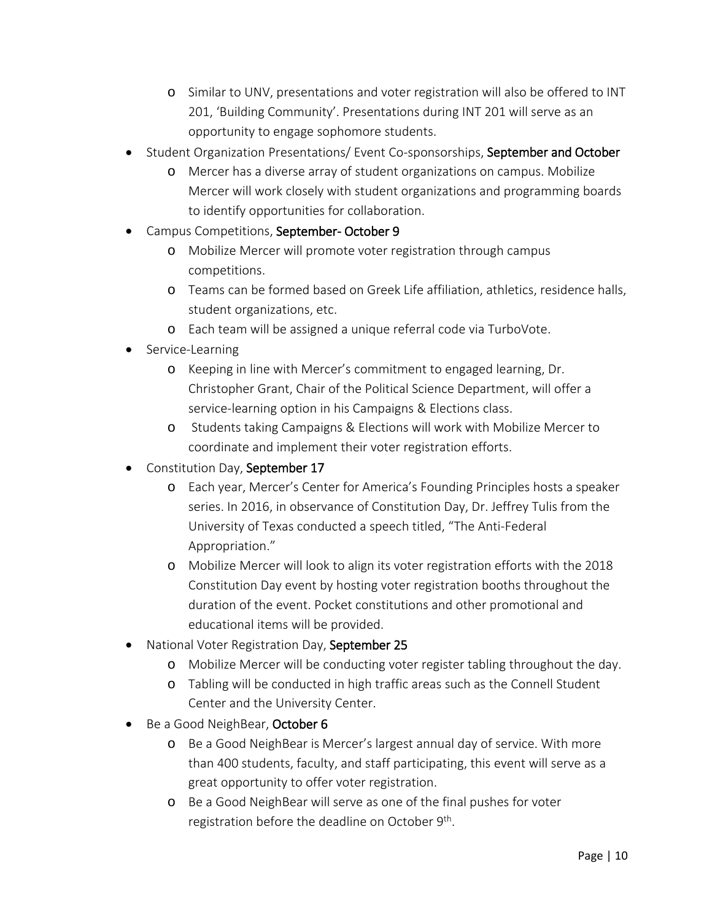- Similar to UNV, presentations and voter registration will also be offered to INT 201, 'Building Community'. Presentations during INT 201 will serve as an opportunity to engage sophomore students.
- Student Organization Presentations/ Event Co-sponsorships, September and October
  - Mercer has a diverse array of student organizations on campus. Mobilize Mercer will work closely with student organizations and programming boards to identify opportunities for collaboration.
- Campus Competitions, September- October 9
  - Mobilize Mercer will promote voter registration through campus competitions.
  - Teams can be formed based on Greek Life affiliation, athletics, residence halls, student organizations, etc.
  - Each team will be assigned a unique referral code via TurboVote.
- Service-Learning
  - Keeping in line with Mercer's commitment to engaged learning, Dr. Christopher Grant, Chair of the Political Science Department, will offer a service-learning option in his Campaigns & Elections class.
  - Students taking Campaigns & Elections will work with Mobilize Mercer to coordinate and implement their voter registration efforts.
- Constitution Day, September 17
  - Each year, Mercer's Center for America's Founding Principles hosts a speaker series. In 2016, in observance of Constitution Day, Dr. Jeffrey Tulis from the University of Texas conducted a speech titled, "The Anti-Federal Appropriation."
  - Mobilize Mercer will look to align its voter registration efforts with the 2018 Constitution Day event by hosting voter registration booths throughout the duration of the event. Pocket constitutions and other promotional and educational items will be provided.
- National Voter Registration Day, September 25
  - Mobilize Mercer will be conducting voter register tabling throughout the day.
  - Tabling will be conducted in high traffic areas such as the Connell Student Center and the University Center.
- Be a Good NeighBear, October 6
  - Be a Good NeighBear is Mercer's largest annual day of service. With more than 400 students, faculty, and staff participating, this event will serve as a great opportunity to offer voter registration.
  - Be a Good NeighBear will serve as one of the final pushes for voter registration before the deadline on October 9th.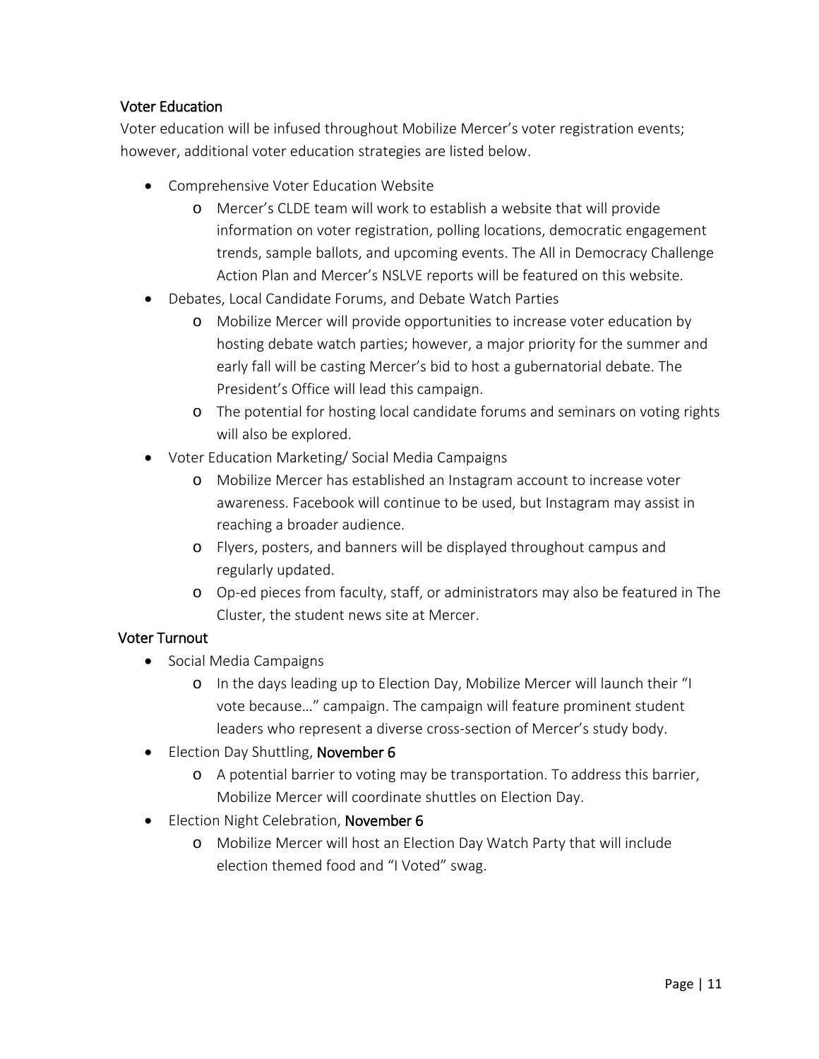### Voter Education

Voter education will be infused throughout Mobilize Mercer's voter registration events; however, additional voter education strategies are listed below.

- Comprehensive Voter Education Website
    - Mercer's CLDE team will work to establish a website that will provide information on voter registration, polling locations, democratic engagement trends, sample ballots, and upcoming events. The All in Democracy Challenge Action Plan and Mercer's NSLVE reports will be featured on this website.
- Debates, Local Candidate Forums, and Debate Watch Parties
    - Mobilize Mercer will provide opportunities to increase voter education by hosting debate watch parties; however, a major priority for the summer and early fall will be casting Mercer's bid to host a gubernatorial debate. The President's Office will lead this campaign.
    - The potential for hosting local candidate forums and seminars on voting rights will also be explored.
- Voter Education Marketing/ Social Media Campaigns
    - Mobilize Mercer has established an Instagram account to increase voter awareness. Facebook will continue to be used, but Instagram may assist in reaching a broader audience.
    - Flyers, posters, and banners will be displayed throughout campus and regularly updated.
    - Op-ed pieces from faculty, staff, or administrators may also be featured in The Cluster, the student news site at Mercer.

### Voter Turnout

- Social Media Campaigns
    - In the days leading up to Election Day, Mobilize Mercer will launch their "I vote because…" campaign. The campaign will feature prominent student leaders who represent a diverse cross-section of Mercer's study body.
- Election Day Shuttling, November 6
    - A potential barrier to voting may be transportation. To address this barrier, Mobilize Mercer will coordinate shuttles on Election Day.
- Election Night Celebration, November 6
    - Mobilize Mercer will host an Election Day Watch Party that will include election themed food and "I Voted" swag.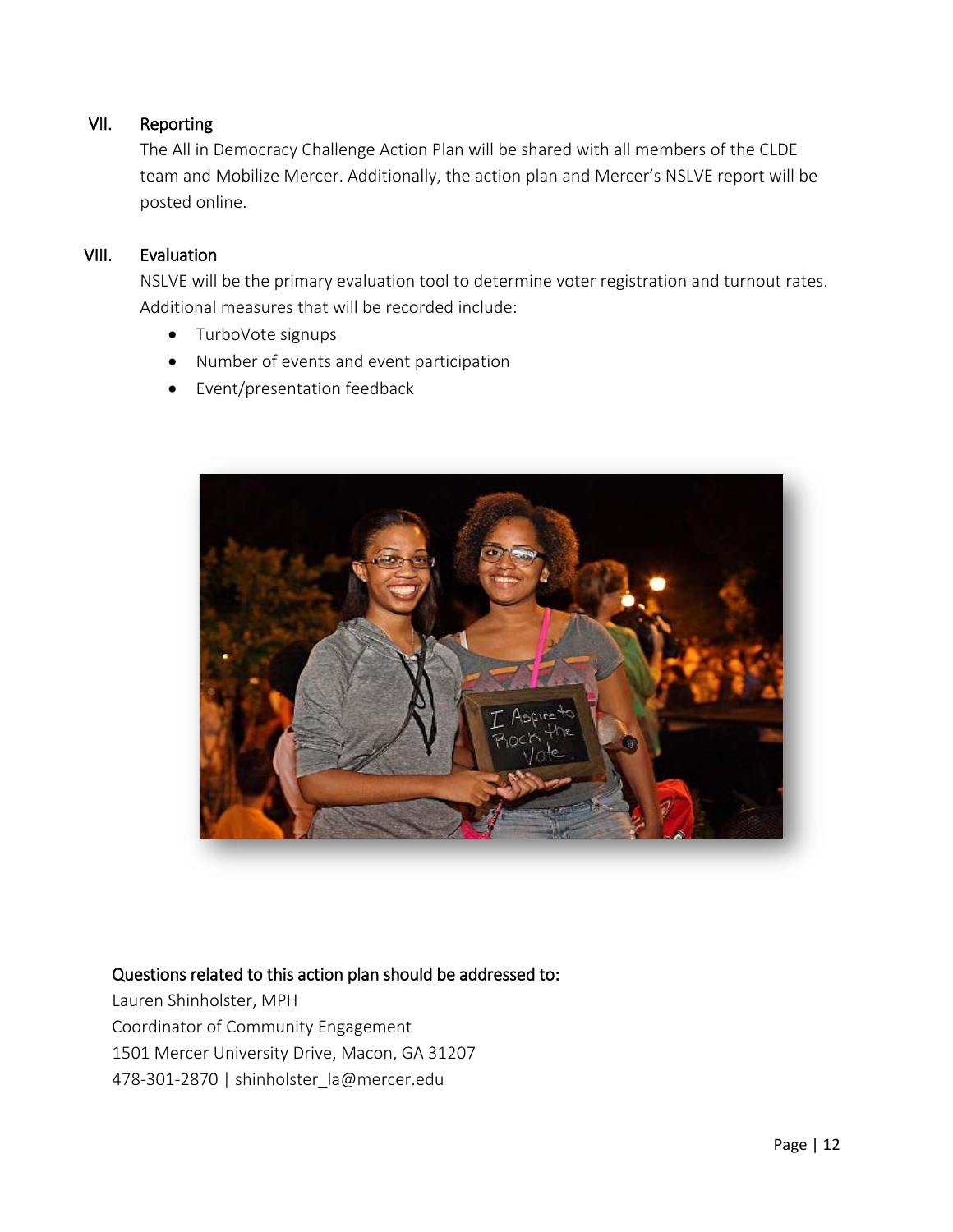## VII. Reporting

The All in Democracy Challenge Action Plan will be shared with all members of the CLDE team and Mobilize Mercer. Additionally, the action plan and Mercer's NSLVE report will be posted online.

## VIII. Evaluation

NSLVE will be the primary evaluation tool to determine voter registration and turnout rates. Additional measures that will be recorded include:

- TurboVote signups
- Number of events and event participation
- Event/presentation feedback

**Questions related to this action plan should be addressed to:**

Lauren Shinholster, MPH
Coordinator of Community Engagement
1501 Mercer University Drive, Macon, GA 31207
478-301-2870 | shinholster_la@mercer.edu